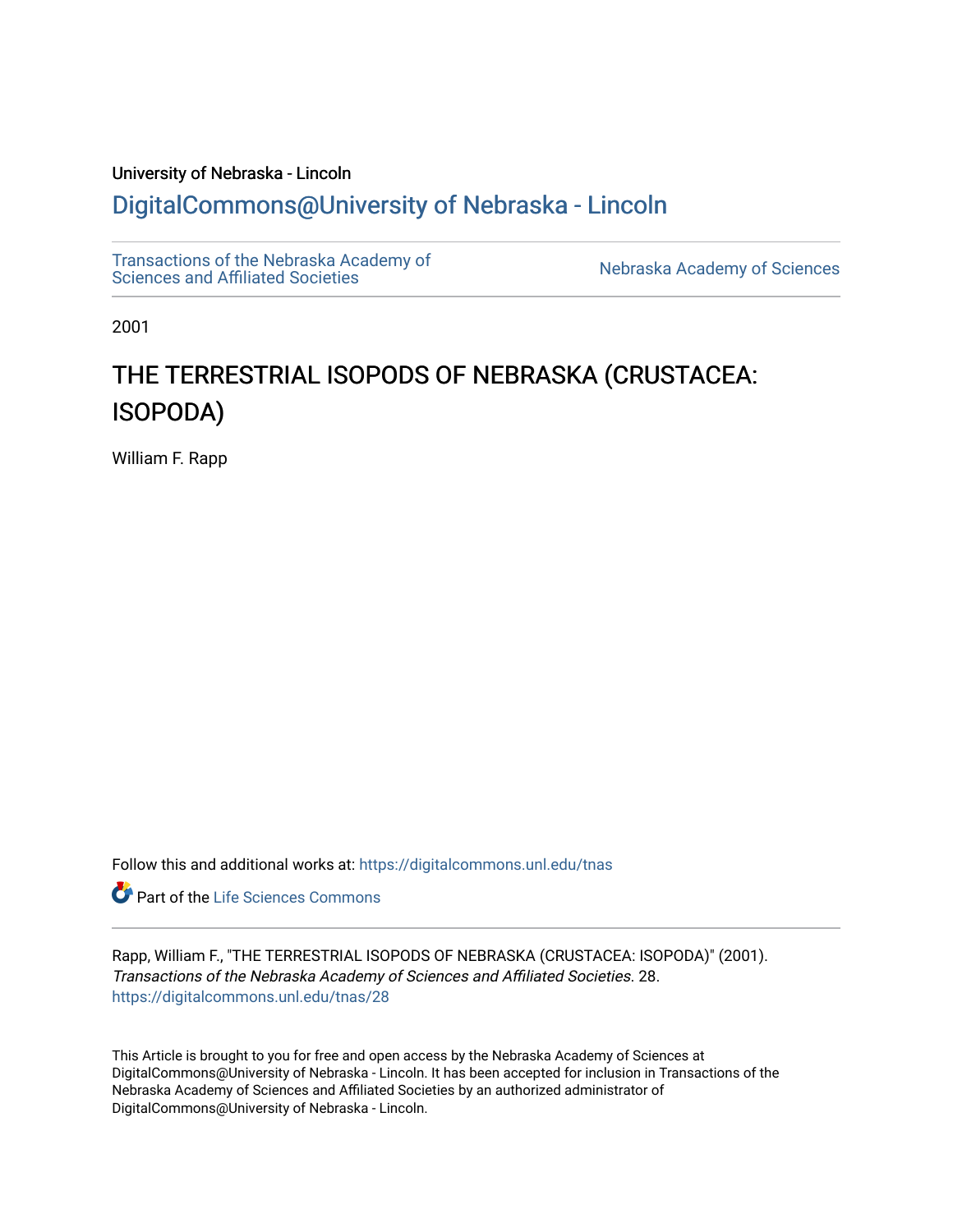University of Nebraska - Lincoln

## DigitalCommons@University of Nebraska - Lincoln

Transactions of the Nebraska Academy of Sciences and Affiliated Societies

Nebraska Academy of Sciences

2001

# THE TERRESTRIAL ISOPODS OF NEBRASKA (CRUSTACEA: ISOPODA)

William F. Rapp

Follow this and additional works at: https://digitalcommons.unl.edu/tnas

Part of the Life Sciences Commons

Rapp, William F., "THE TERRESTRIAL ISOPODS OF NEBRASKA (CRUSTACEA: ISOPODA)" (2001). *Transactions of the Nebraska Academy of Sciences and Affiliated Societies*. 28.
https://digitalcommons.unl.edu/tnas/28

This Article is brought to you for free and open access by the Nebraska Academy of Sciences at DigitalCommons@University of Nebraska - Lincoln. It has been accepted for inclusion in Transactions of the Nebraska Academy of Sciences and Affiliated Societies by an authorized administrator of DigitalCommons@University of Nebraska - Lincoln.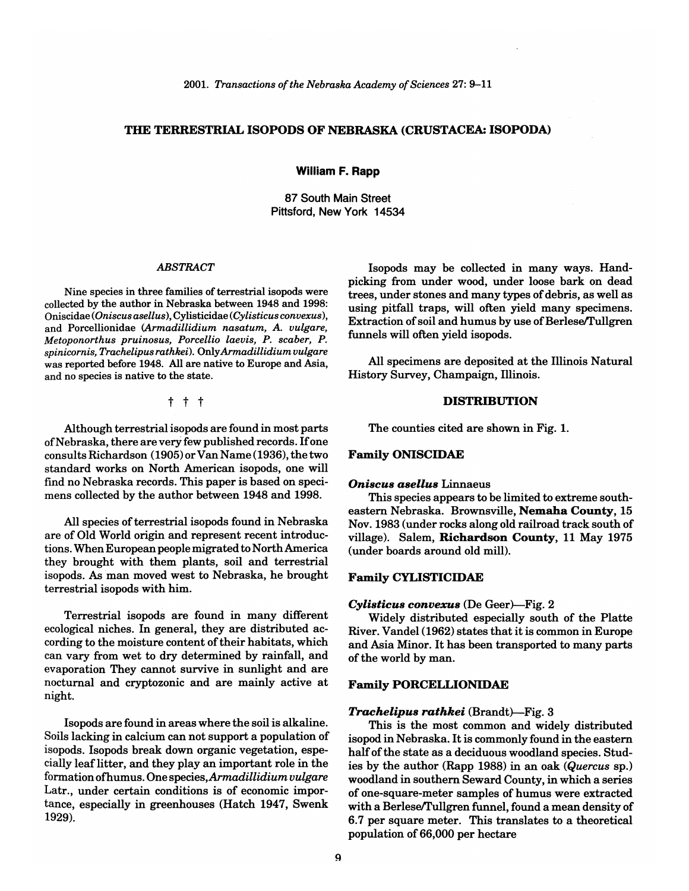# THE TERRESTRIAL ISOPODS OF NEBRASKA (CRUSTACEA: ISOPODA)

**William F. Rapp**

87 South Main Street
Pittsford, New York 14534

## *ABSTRACT*

Nine species in three families of terrestrial isopods were collected by the author in Nebraska between 1948 and 1998: Oniscidae (*Oniscus asellus*), Cylisticidae (*Cylisticus convexus*), and Porcellionidae (*Armadillidium nasatum, A. vulgare, Metoponorthus pruinosus, Porcellio laevis, P. scaber, P. spinicornis, Trachelipus rathkei*). Only *Armadillidium vulgare* was reported before 1948. All are native to Europe and Asia, and no species is native to the state.

† † †

Although terrestrial isopods are found in most parts of Nebraska, there are very few published records. If one consults Richardson (1905) or Van Name (1936), the two standard works on North American isopods, one will find no Nebraska records. This paper is based on specimens collected by the author between 1948 and 1998.

All species of terrestrial isopods found in Nebraska are of Old World origin and represent recent introductions. When European people migrated to North America they brought with them plants, soil and terrestrial isopods. As man moved west to Nebraska, he brought terrestrial isopods with him.

Terrestrial isopods are found in many different ecological niches. In general, they are distributed according to the moisture content of their habitats, which can vary from wet to dry determined by rainfall, and evaporation They cannot survive in sunlight and are nocturnal and cryptozonic and are mainly active at night.

Isopods are found in areas where the soil is alkaline. Soils lacking in calcium can not support a population of isopods. Isopods break down organic vegetation, especially leaf litter, and they play an important role in the formation of humus. One species, *Armadillidium vulgare* Latr., under certain conditions is of economic importance, especially in greenhouses (Hatch 1947, Swenk 1929).

Isopods may be collected in many ways. Hand-picking from under wood, under loose bark on dead trees, under stones and many types of debris, as well as using pitfall traps, will often yield many specimens. Extraction of soil and humus by use of Berlese/Tullgren funnels will often yield isopods.

All specimens are deposited at the Illinois Natural History Survey, Champaign, Illinois.

## DISTRIBUTION

The counties cited are shown in Fig. 1.

### Family ONISCIDAE

***Oniscus asellus*** Linnaeus

This species appears to be limited to extreme southeastern Nebraska. Brownsville, **Nemaha County**, 15 Nov. 1983 (under rocks along old railroad track south of village). Salem, **Richardson County**, 11 May 1975 (under boards around old mill).

### Family CYLISTICIDAE

***Cylisticus convexus*** (De Geer)—Fig. 2

Widely distributed especially south of the Platte River. Vandel (1962) states that it is common in Europe and Asia Minor. It has been transported to many parts of the world by man.

### Family PORCELLIONIDAE

***Trachelipus rathkei*** (Brandt)—Fig. 3

This is the most common and widely distributed isopod in Nebraska. It is commonly found in the eastern half of the state as a deciduous woodland species. Studies by the author (Rapp 1988) in an oak (*Quercus* sp.) woodland in southern Seward County, in which a series of one-square-meter samples of humus were extracted with a Berlese/Tullgren funnel, found a mean density of 6.7 per square meter. This translates to a theoretical population of 66,000 per hectare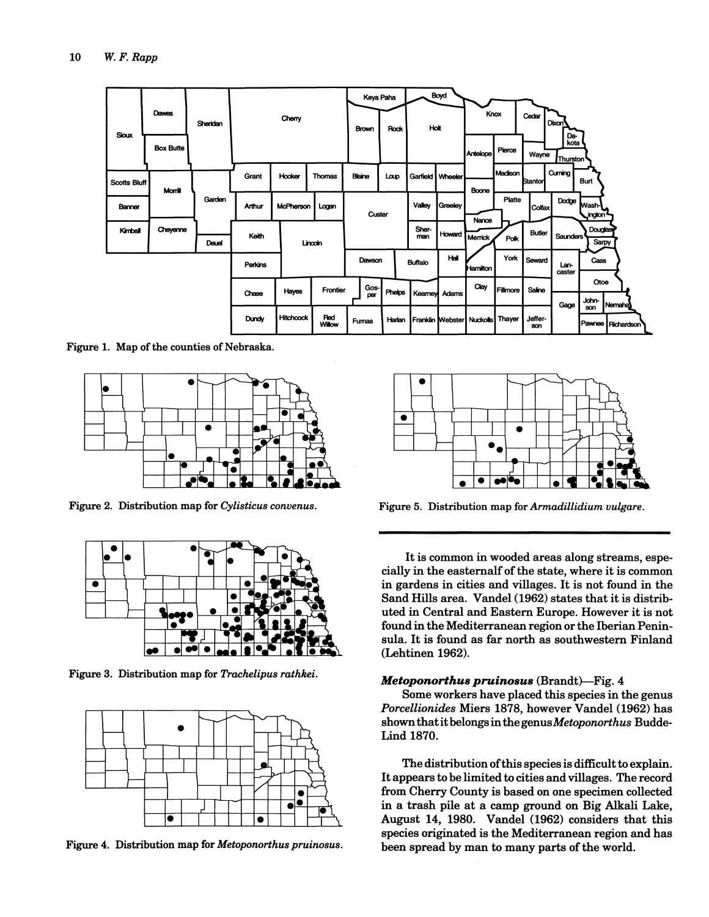Figure 1. Map of the counties of Nebraska.

Figure 2. Distribution map for *Cylisticus convenus*.

Figure 3. Distribution map for *Trachelipus rathkei*.

Figure 4. Distribution map for *Metoponorthus pruinosus*.

Figure 5. Distribution map for *Armadillidium vulgare*.

---

It is common in wooded areas along streams, especially in the easternalf of the state, where it is common in gardens in cities and villages. It is not found in the Sand Hills area. Vandel (1962) states that it is distributed in Central and Eastern Europe. However it is not found in the Mediterranean region or the Iberian Peninsula. It is found as far north as southwestern Finland (Lehtinen 1962).

***Metoponorthus pruinosus*** **(Brandt)**—Fig. 4

Some workers have placed this species in the genus *Porcellionides* Miers 1878, however Vandel (1962) has shown that it belongs in the genus *Metoponorthus* Budde-Lind 1870.

The distribution of this species is difficult to explain. It appears to be limited to cities and villages. The record from Cherry County is based on one specimen collected in a trash pile at a camp ground on Big Alkali Lake, August 14, 1980. Vandel (1962) considers that this species originated is the Mediterranean region and has been spread by man to many parts of the world.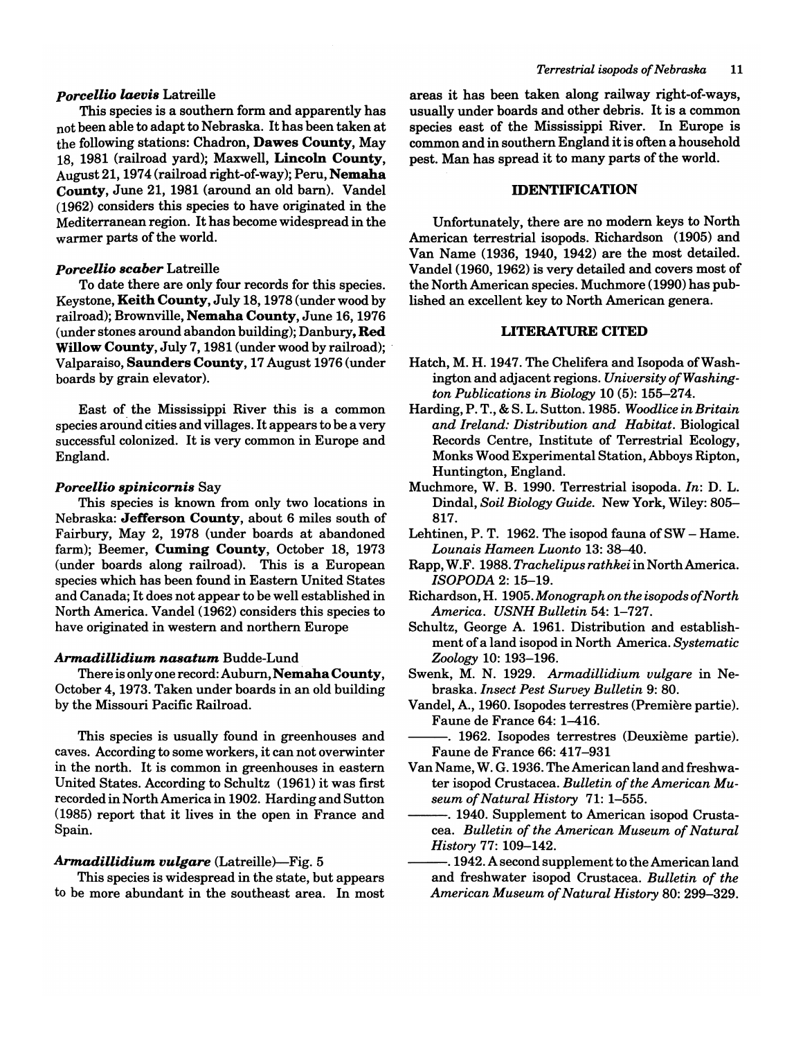### *Porcellio laevis* Latreille

This species is a southern form and apparently has not been able to adapt to Nebraska. It has been taken at the following stations: Chadron, **Dawes County**, May 18, 1981 (railroad yard); Maxwell, **Lincoln County**, August 21, 1974 (railroad right-of-way); Peru, **Nemaha County**, June 21, 1981 (around an old barn). Vandel (1962) considers this species to have originated in the Mediterranean region. It has become widespread in the warmer parts of the world.

### *Porcellio scaber* Latreille

To date there are only four records for this species. Keystone, **Keith County**, July 18, 1978 (under wood by railroad); Brownville, **Nemaha County**, June 16, 1976 (under stones around abandon building); Danbury, **Red Willow County**, July 7, 1981 (under wood by railroad); Valparaiso, **Saunders County**, 17 August 1976 (under boards by grain elevator).

East of the Mississippi River this is a common species around cities and villages. It appears to be a very successful colonized. It is very common in Europe and England.

### *Porcellio spinicornis* Say

This species is known from only two locations in Nebraska: **Jefferson County**, about 6 miles south of Fairbury, May 2, 1978 (under boards at abandoned farm); Beemer, **Cuming County**, October 18, 1973 (under boards along railroad). This is a European species which has been found in Eastern United States and Canada; It does not appear to be well established in North America. Vandel (1962) considers this species to have originated in western and northern Europe

### *Armadillidium nasatum* Budde-Lund

There is only one record: Auburn, **Nemaha County**, October 4, 1973. Taken under boards in an old building by the Missouri Pacific Railroad.

This species is usually found in greenhouses and caves. According to some workers, it can not overwinter in the north. It is common in greenhouses in eastern United States. According to Schultz (1961) it was first recorded in North America in 1902. Harding and Sutton (1985) report that it lives in the open in France and Spain.

### *Armadillidium vulgare* (Latreille)—Fig. 5

This species is widespread in the state, but appears to be more abundant in the southeast area. In most areas it has been taken along railway right-of-ways, usually under boards and other debris. It is a common species east of the Mississippi River. In Europe is common and in southern England it is often a household pest. Man has spread it to many parts of the world.

## IDENTIFICATION

Unfortunately, there are no modern keys to North American terrestrial isopods. Richardson (1905) and Van Name (1936, 1940, 1942) are the most detailed. Vandel (1960, 1962) is very detailed and covers most of the North American species. Muchmore (1990) has published an excellent key to North American genera.

## LITERATURE CITED

Hatch, M. H. 1947. The Chelifera and Isopoda of Washington and adjacent regions. *University of Washington Publications in Biology* 10 (5): 155–274.

Harding, P. T., & S. L. Sutton. 1985. *Woodlice in Britain and Ireland: Distribution and Habitat*. Biological Records Centre, Institute of Terrestrial Ecology, Monks Wood Experimental Station, Abboys Ripton, Huntington, England.

Muchmore, W. B. 1990. Terrestrial isopoda. *In*: D. L. Dindal, *Soil Biology Guide*. New York, Wiley: 805–817.

Lehtinen, P. T. 1962. The isopod fauna of SW – Hame. *Lounais Hameen Luonto* 13: 38–40.

Rapp, W.F. 1988. *Trachelipus rathkei* in North America. *ISOPODA* 2: 15–19.

Richardson, H. 1905. *Monograph on the isopods of North America*. *USNH Bulletin* 54: 1–727.

Schultz, George A. 1961. Distribution and establishment of a land isopod in North America. *Systematic Zoology* 10: 193–196.

Swenk, M. N. 1929. *Armadillidium vulgare* in Nebraska. *Insect Pest Survey Bulletin* 9: 80.

Vandel, A., 1960. Isopodes terrestres (Première partie). Faune de France 64: 1–416.

———. 1962. Isopodes terrestres (Deuxième partie). Faune de France 66: 417–931

Van Name, W. G. 1936. The American land and freshwater isopod Crustacea. *Bulletin of the American Museum of Natural History* 71: 1–555.

———. 1940. Supplement to American isopod Crustacea. *Bulletin of the American Museum of Natural History* 77: 109–142.

———. 1942. A second supplement to the American land and freshwater isopod Crustacea. *Bulletin of the American Museum of Natural History* 80: 299–329.